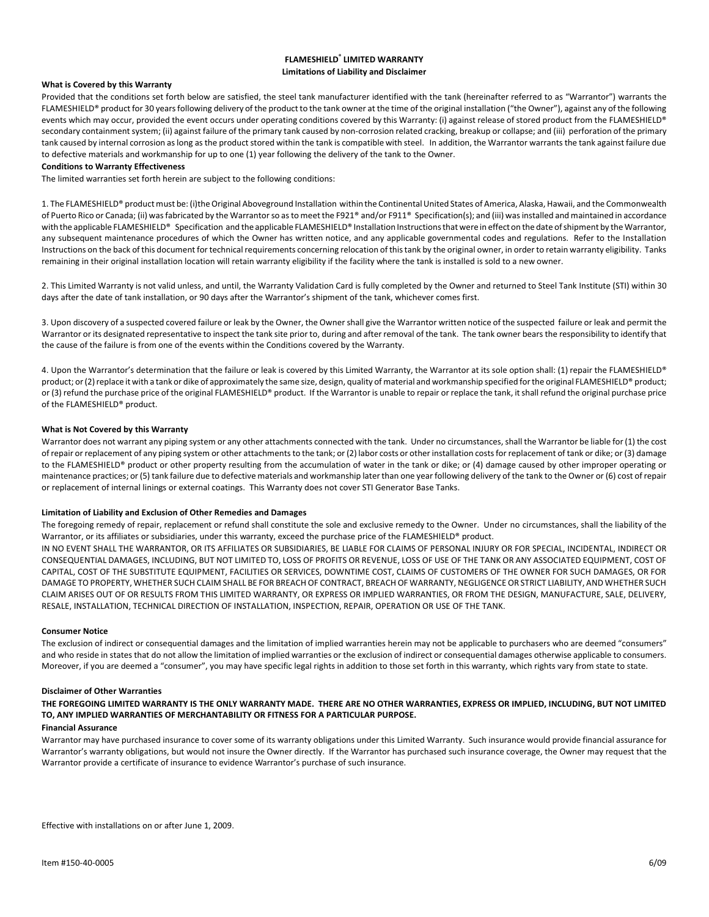# FLAMESHIELD® LIMITED WARRANTY

## Limitations of Liability and Disclaimer

**What is Covered by this Warranty**

Provided that the conditions set forth below are satisfied, the steel tank manufacturer identified with the tank (hereinafter referred to as "Warrantor") warrants the FLAMESHIELD® product for 30 years following delivery of the product to the tank owner at the time of the original installation ("the Owner"), against any of the following events which may occur, provided the event occurs under operating conditions covered by this Warranty: (i) against release of stored product from the FLAMESHIELD® secondary containment system; (ii) against failure of the primary tank caused by non-corrosion related cracking, breakup or collapse; and (iii) perforation of the primary tank caused by internal corrosion as long as the product stored within the tank is compatible with steel. In addition, the Warrantor warrants the tank against failure due to defective materials and workmanship for up to one (1) year following the delivery of the tank to the Owner.

**Conditions to Warranty Effectiveness**

The limited warranties set forth herein are subject to the following conditions:

1. The FLAMESHIELD® product must be: (i) the Original Aboveground Installation within the Continental United States of America, Alaska, Hawaii, and the Commonwealth of Puerto Rico or Canada; (ii) was fabricated by the Warrantor so as to meet the F921® and/or F911® Specification(s); and (iii) was installed and maintained in accordance with the applicable FLAMESHIELD® Specification and the applicable FLAMESHIELD® Installation Instructions that were in effect on the date of shipment by the Warrantor, any subsequent maintenance procedures of which the Owner has written notice, and any applicable governmental codes and regulations. Refer to the Installation Instructions on the back of this document for technical requirements concerning relocation of this tank by the original owner, in order to retain warranty eligibility. Tanks remaining in their original installation location will retain warranty eligibility if the facility where the tank is installed is sold to a new owner.

2. This Limited Warranty is not valid unless, and until, the Warranty Validation Card is fully completed by the Owner and returned to Steel Tank Institute (STI) within 30 days after the date of tank installation, or 90 days after the Warrantor's shipment of the tank, whichever comes first.

3. Upon discovery of a suspected covered failure or leak by the Owner, the Owner shall give the Warrantor written notice of the suspected failure or leak and permit the Warrantor or its designated representative to inspect the tank site prior to, during and after removal of the tank. The tank owner bears the responsibility to identify that the cause of the failure is from one of the events within the Conditions covered by the Warranty.

4. Upon the Warrantor's determination that the failure or leak is covered by this Limited Warranty, the Warrantor at its sole option shall: (1) repair the FLAMESHIELD® product; or (2) replace it with a tank or dike of approximately the same size, design, quality of material and workmanship specified for the original FLAMESHIELD® product; or (3) refund the purchase price of the original FLAMESHIELD® product. If the Warrantor is unable to repair or replace the tank, it shall refund the original purchase price of the FLAMESHIELD® product.

**What is Not Covered by this Warranty**

Warrantor does not warrant any piping system or any other attachments connected with the tank. Under no circumstances, shall the Warrantor be liable for (1) the cost of repair or replacement of any piping system or other attachments to the tank; or (2) labor costs or other installation costs for replacement of tank or dike; or (3) damage to the FLAMESHIELD® product or other property resulting from the accumulation of water in the tank or dike; or (4) damage caused by other improper operating or maintenance practices; or (5) tank failure due to defective materials and workmanship later than one year following delivery of the tank to the Owner or (6) cost of repair or replacement of internal linings or external coatings. This Warranty does not cover STI Generator Base Tanks.

**Limitation of Liability and Exclusion of Other Remedies and Damages**

The foregoing remedy of repair, replacement or refund shall constitute the sole and exclusive remedy to the Owner. Under no circumstances, shall the liability of the Warrantor, or its affiliates or subsidiaries, under this warranty, exceed the purchase price of the FLAMESHIELD® product.

IN NO EVENT SHALL THE WARRANTOR, OR ITS AFFILIATES OR SUBSIDIARIES, BE LIABLE FOR CLAIMS OF PERSONAL INJURY OR FOR SPECIAL, INCIDENTAL, INDIRECT OR CONSEQUENTIAL DAMAGES, INCLUDING, BUT NOT LIMITED TO, LOSS OF PROFITS OR REVENUE, LOSS OF USE OF THE TANK OR ANY ASSOCIATED EQUIPMENT, COST OF CAPITAL, COST OF THE SUBSTITUTE EQUIPMENT, FACILITIES OR SERVICES, DOWNTIME COST, CLAIMS OF CUSTOMERS OF THE OWNER FOR SUCH DAMAGES, OR FOR DAMAGE TO PROPERTY, WHETHER SUCH CLAIM SHALL BE FOR BREACH OF CONTRACT, BREACH OF WARRANTY, NEGLIGENCE OR STRICT LIABILITY, AND WHETHER SUCH CLAIM ARISES OUT OF OR RESULTS FROM THIS LIMITED WARRANTY, OR EXPRESS OR IMPLIED WARRANTIES, OR FROM THE DESIGN, MANUFACTURE, SALE, DELIVERY, RESALE, INSTALLATION, TECHNICAL DIRECTION OF INSTALLATION, INSPECTION, REPAIR, OPERATION OR USE OF THE TANK.

**Consumer Notice**

The exclusion of indirect or consequential damages and the limitation of implied warranties herein may not be applicable to purchasers who are deemed "consumers" and who reside in states that do not allow the limitation of implied warranties or the exclusion of indirect or consequential damages otherwise applicable to consumers. Moreover, if you are deemed a "consumer", you may have specific legal rights in addition to those set forth in this warranty, which rights vary from state to state.

**Disclaimer of Other Warranties**

**THE FOREGOING LIMITED WARRANTY IS THE ONLY WARRANTY MADE. THERE ARE NO OTHER WARRANTIES, EXPRESS OR IMPLIED, INCLUDING, BUT NOT LIMITED TO, ANY IMPLIED WARRANTIES OF MERCHANTABILITY OR FITNESS FOR A PARTICULAR PURPOSE.**

**Financial Assurance**

Warrantor may have purchased insurance to cover some of its warranty obligations under this Limited Warranty. Such insurance would provide financial assurance for Warrantor's warranty obligations, but would not insure the Owner directly. If the Warrantor has purchased such insurance coverage, the Owner may request that the Warrantor provide a certificate of insurance to evidence Warrantor's purchase of such insurance.

Effective with installations on or after June 1, 2009.

Item #150-40-0005 6/09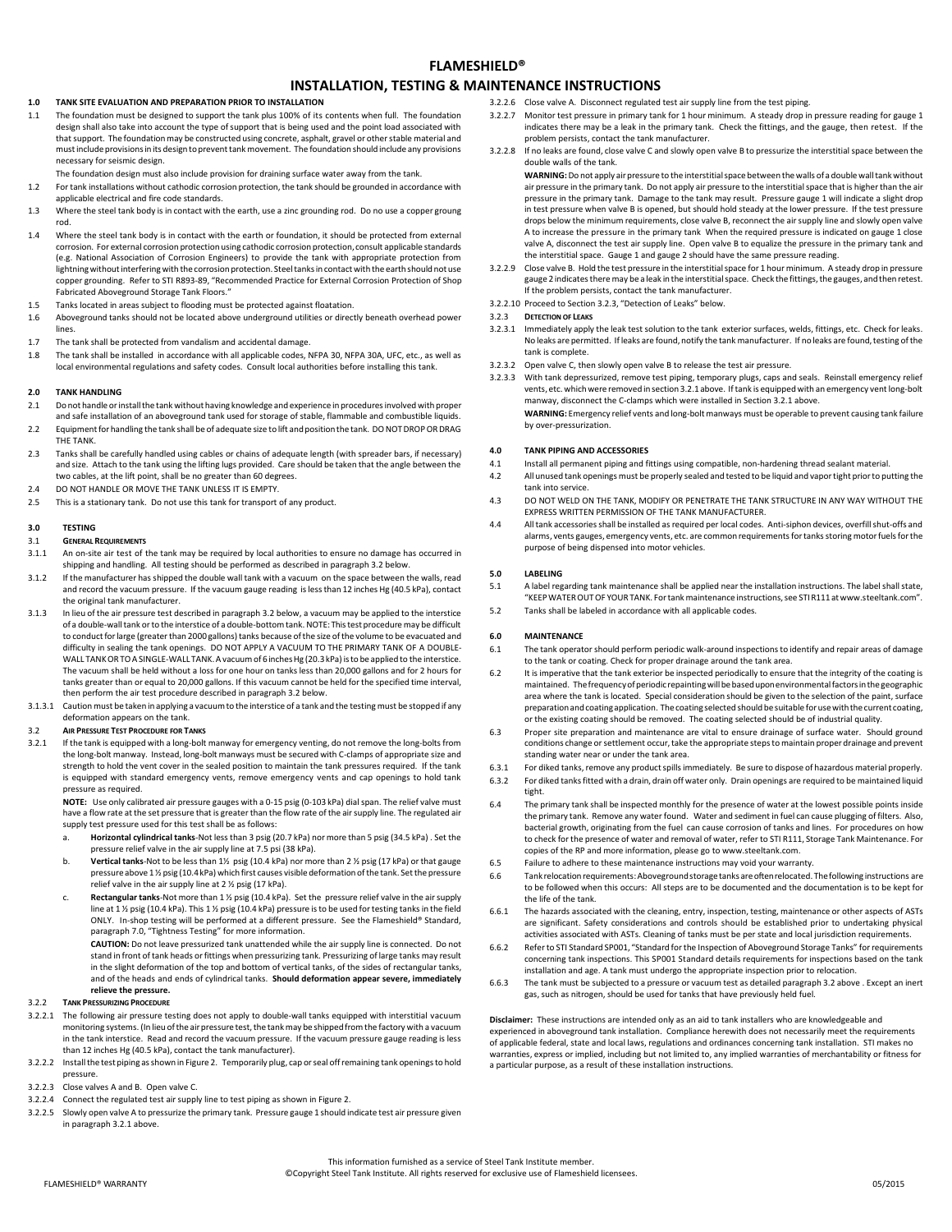# FLAMESHIELD®

## INSTALLATION, TESTING & MAINTENANCE INSTRUCTIONS

### 1.0 TANK SITE EVALUATION AND PREPARATION PRIOR TO INSTALLATION

1.1 The foundation must be designed to support the tank plus 100% of its contents when full. The foundation design shall also take into account the type of support that is being used and the point load associated with that support. The foundation may be constructed using concrete, asphalt, gravel or other stable material and must include provisions in its design to prevent tank movement. The foundation should include any provisions necessary for seismic design.

The foundation design must also include provision for draining surface water away from the tank.

1.2 For tank installations without cathodic corrosion protection, the tank should be grounded in accordance with applicable electrical and fire code standards.

1.3 Where the steel tank body is in contact with the earth, use a zinc grounding rod. Do no use a copper groung rod.

1.4 Where the steel tank body is in contact with the earth or foundation, it should be protected from external corrosion. For external corrosion protection using cathodic corrosion protection, consult applicable standards (e.g. National Association of Corrosion Engineers) to provide the tank with appropriate protection from lightning without interfering with the corrosion protection. Steel tanks in contact with the earth should not use copper grounding. Refer to STI R893-89, "Recommended Practice for External Corrosion Protection of Shop Fabricated Aboveground Storage Tank Floors."

1.5 Tanks located in areas subject to flooding must be protected against floatation.

1.6 Aboveground tanks should not be located above underground utilities or directly beneath overhead power lines.

1.7 The tank shall be protected from vandalism and accidental damage.

1.8 The tank shall be installed in accordance with all applicable codes, NFPA 30, NFPA 30A, UFC, etc., as well as local environmental regulations and safety codes. Consult local authorities before installing this tank.

### 2.0 TANK HANDLING

2.1 Do not handle or install the tank without having knowledge and experience in procedures involved with proper and safe installation of an aboveground tank used for storage of stable, flammable and combustible liquids.

2.2 Equipment for handling the tank shall be of adequate size to lift and position the tank. DO NOT DROP OR DRAG THE TANK.

2.3 Tanks shall be carefully handled using cables or chains of adequate length (with spreader bars, if necessary) and size. Attach to the tank using the lifting lugs provided. Care should be taken that the angle between the two cables, at the lift point, shall be no greater than 60 degrees.

2.4 DO NOT HANDLE OR MOVE THE TANK UNLESS IT IS EMPTY.

2.5 This is a stationary tank. Do not use this tank for transport of any product.

### 3.0 TESTING

#### 3.1 GENERAL REQUIREMENTS

3.1.1 An on-site air test of the tank may be required by local authorities to ensure no damage has occurred in shipping and handling. All testing should be performed as described in paragraph 3.2 below.

3.1.2 If the manufacturer has shipped the double wall tank with a vacuum on the space between the walls, read and record the vacuum pressure. If the vacuum gauge reading is less than 12 inches Hg (40.5 kPa), contact the original tank manufacturer.

3.1.3 In lieu of the air pressure test described in paragraph 3.2 below, a vacuum may be applied to the interstice of a double-wall tank or to the interstice of a double-bottom tank. NOTE: This test procedure may be difficult to conduct for large (greater than 2000 gallons) tanks because of the size of the volume to be evacuated and difficulty in sealing the tank openings. DO NOT APPLY A VACUUM TO THE PRIMARY TANK OF A DOUBLE-WALL TANK OR TO A SINGLE-WALL TANK. A vacuum of 6 inches Hg (20.3 kPa) is to be applied to the interstice. The vacuum shall be held without a loss for one hour on tanks less than 20,000 gallons and for 2 hours for tanks greater than or equal to 20,000 gallons. If this vacuum cannot be held for the specified time interval, then perform the air test procedure described in paragraph 3.2 below.

3.1.3.1 Caution must be taken in applying a vacuum to the interstice of a tank and the testing must be stopped if any deformation appears on the tank.

#### 3.2 AIR PRESSURE TEST PROCEDURE FOR TANKS

3.2.1 If the tank is equipped with a long-bolt manway for emergency venting, do not remove the long-bolts from the long-bolt manway. Instead, long-bolt manways must be secured with C-clamps of appropriate size and strength to hold the vent cover in the sealed position to maintain the tank pressures required. If the tank is equipped with standard emergency vents, remove emergency vents and cap openings to hold tank pressure as required.

**NOTE:** Use only calibrated air pressure gauges with a 0-15 psig (0-103 kPa) dial span. The relief valve must have a flow rate at the set pressure that is greater than the flow rate of the air supply line. The regulated air supply test pressure used for this test shall be as follows:

a. **Horizontal cylindrical tanks**-Not less than 3 psig (20.7 kPa) nor more than 5 psig (34.5 kPa) . Set the pressure relief valve in the air supply line at 7.5 psi (38 kPa).

b. **Vertical tanks**-Not to be less than 1½ psig (10.4 kPa) nor more than 2 ½ psig (17 kPa) or that gauge pressure above 1 ½ psig (10.4 kPa) which first causes visible deformation of the tank. Set the pressure relief valve in the air supply line at 2 ½ psig (17 kPa).

c. **Rectangular tanks**-Not more than 1 ½ psig (10.4 kPa). Set the pressure relief valve in the air supply line at 1 ½ psig (10.4 kPa). This 1 ½ psig (10.4 kPa) pressure is to be used for testing tanks in the field ONLY. In-shop testing will be performed at a different pressure. See the Flameshield® Standard, paragraph 7.0, "Tightness Testing" for more information.

**CAUTION:** Do not leave pressurized tank unattended while the air supply line is connected. Do not stand in front of tank heads or fittings when pressurizing tank. Pressurizing of large tanks may result in the slight deformation of the top and bottom of vertical tanks, of the sides of rectangular tanks, and of the heads and ends of cylindrical tanks. **Should deformation appear severe, immediately relieve the pressure.**

#### 3.2.2 TANK PRESSURIZING PROCEDURE

3.2.2.1 The following air pressure testing does not apply to double-wall tanks equipped with interstitial vacuum monitoring systems. (In lieu of the air pressure test, the tank may be shipped from the factory with a vacuum in the tank interstice. Read and record the vacuum pressure. If the vacuum pressure gauge reading is less than 12 inches Hg (40.5 kPa), contact the tank manufacturer).

3.2.2.2 Install the test piping as shown in Figure 2. Temporarily plug, cap or seal off remaining tank openings to hold pressure.

3.2.2.3 Close valves A and B. Open valve C.

3.2.2.4 Connect the regulated test air supply line to test piping as shown in Figure 2.

3.2.2.5 Slowly open valve A to pressurize the primary tank. Pressure gauge 1 should indicate test air pressure given in paragraph 3.2.1 above.

3.2.2.6 Close valve A. Disconnect regulated test air supply line from the test piping.

3.2.2.7 Monitor test pressure in primary tank for 1 hour minimum. A steady drop in pressure reading for gauge 1 indicates there may be a leak in the primary tank. Check the fittings, and the gauge, then retest. If the problem persists, contact the tank manufacturer.

3.2.2.8 If no leaks are found, close valve C and slowly open valve B to pressurize the interstitial space between the double walls of the tank.

**WARNING:** Do not apply air pressure to the interstitial space between the walls of a double wall tank without air pressure in the primary tank. Do not apply air pressure to the interstitial space that is higher than the air pressure in the primary tank. Damage to the tank may result. Pressure gauge 1 will indicate a slight drop in test pressure when valve B is opened, but should hold steady at the lower pressure. If the test pressure drops below the minimum requirements, close valve B, reconnect the air supply line and slowly open valve A to increase the pressure in the primary tank When the required pressure is indicated on gauge 1 close valve A, disconnect the test air supply line. Open valve B to equalize the pressure in the primary tank and the interstitial space. Gauge 1 and gauge 2 should have the same pressure reading.

3.2.2.9 Close valve B. Hold the test pressure in the interstitial space for 1 hour minimum. A steady drop in pressure gauge 2 indicates there may be a leak in the interstitial space. Check the fittings, the gauges, and then retest. If the problem persists, contact the tank manufacturer.

3.2.2.10 Proceed to Section 3.2.3, "Detection of Leaks" below.

#### 3.2.3 DETECTION OF LEAKS

3.2.3.1 Immediately apply the leak test solution to the tank exterior surfaces, welds, fittings, etc. Check for leaks. No leaks are permitted. If leaks are found, notify the tank manufacturer. If no leaks are found, testing of the tank is complete.

3.2.3.2 Open valve C, then slowly open valve B to release the test air pressure.

3.2.3.3 With tank depressurized, remove test piping, temporary plugs, caps and seals. Reinstall emergency relief vents, etc. which were removed in section 3.2.1 above. If tank is equipped with an emergency vent long-bolt manway, disconnect the C-clamps which were installed in Section 3.2.1 above.

**WARNING:** Emergency relief vents and long-bolt manways must be operable to prevent causing tank failure by over-pressurization.

### 4.0 TANK PIPING AND ACCESSORIES

4.1 Install all permanent piping and fittings using compatible, non-hardening thread sealant material.

4.2 All unused tank openings must be properly sealed and tested to be liquid and vapor tight prior to putting the tank into service.

4.3 DO NOT WELD ON THE TANK, MODIFY OR PENETRATE THE TANK STRUCTURE IN ANY WAY WITHOUT THE EXPRESS WRITTEN PERMISSION OF THE TANK MANUFACTURER.

4.4 All tank accessories shall be installed as required per local codes. Anti-siphon devices, overfill shut-offs and alarms, vents gauges, emergency vents, etc. are common requirements for tanks storing motor fuels for the purpose of being dispensed into motor vehicles.

### 5.0 LABELING

5.1 A label regarding tank maintenance shall be applied near the installation instructions. The label shall state, "KEEP WATER OUT OF YOUR TANK. For tank maintenance instructions, see STI R111 at www.steeltank.com".

5.2 Tanks shall be labeled in accordance with all applicable codes.

### 6.0 MAINTENANCE

6.1 The tank operator should perform periodic walk-around inspections to identify and repair areas of damage to the tank or coating. Check for proper drainage around the tank area.

6.2 It is imperative that the tank exterior be inspected periodically to ensure that the integrity of the coating is maintained. The frequency of periodic repainting will be based upon environmental factors in the geographic area where the tank is located. Special consideration should be given to the selection of the paint, surface preparation and coating application. The coating selected should be suitable for use with the current coating, or the existing coating should be removed. The coating selected should be of industrial quality.

6.3 Proper site preparation and maintenance are vital to ensure drainage of surface water. Should ground conditions change or settlement occur, take the appropriate steps to maintain proper drainage and prevent standing water near or under the tank area.

6.3.1 For diked tanks, remove any product spills immediately. Be sure to dispose of hazardous material properly.

6.3.2 For diked tanks fitted with a drain, drain off water only. Drain openings are required to be maintained liquid tight.

6.4 The primary tank shall be inspected monthly for the presence of water at the lowest possible points inside the primary tank. Remove any water found. Water and sediment in fuel can cause plugging of filters. Also, bacterial growth, originating from the fuel can cause corrosion of tanks and lines. For procedures on how to check for the presence of water and removal of water, refer to STI R111, Storage Tank Maintenance. For copies of the RP and more information, please go to www.steeltank.com.

6.5 Failure to adhere to these maintenance instructions may void your warranty.

6.6 Tank relocation requirements: Aboveground storage tanks are often relocated. The following instructions are to be followed when this occurs: All steps are to be documented and the documentation is to be kept for the life of the tank.

6.6.1 The hazards associated with the cleaning, entry, inspection, testing, maintenance or other aspects of ASTs are significant. Safety considerations and controls should be established prior to undertaking physical activities associated with ASTs. Cleaning of tanks must be per state and local jurisdiction requirements.

6.6.2 Refer to STI Standard SP001, "Standard for the Inspection of Aboveground Storage Tanks" for requirements concerning tank inspections. This SP001 Standard details requirements for inspections based on the tank installation and age. A tank must undergo the appropriate inspection prior to relocation.

6.6.3 The tank must be subjected to a pressure or vacuum test as detailed paragraph 3.2 above . Except an inert gas, such as nitrogen, should be used for tanks that have previously held fuel.

**Disclaimer:** These instructions are intended only as an aid to tank installers who are knowledgeable and experienced in aboveground tank installation. Compliance herewith does not necessarily meet the requirements of applicable federal, state and local laws, regulations and ordinances concerning tank installation. STI makes no warranties, express or implied, including but not limited to, any implied warranties of merchantability or fitness for a particular purpose, as a result of these installation instructions.

This information furnished as a service of Steel Tank Institute member.
©Copyright Steel Tank Institute. All rights reserved for exclusive use of Flameshield licensees.